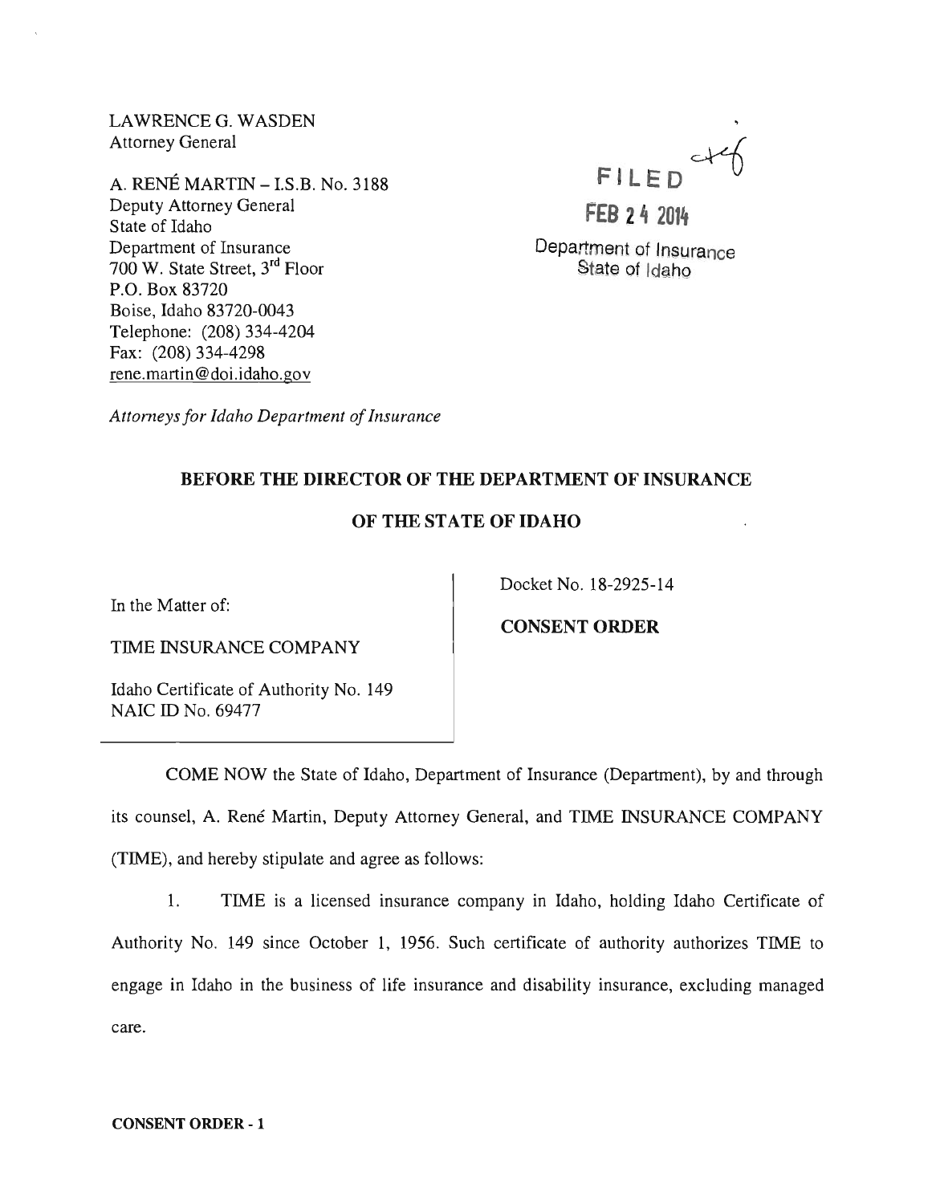LAWRENCE G. WASDEN
Attorney General

A. RENÉ MARTIN – I.S.B. No. 3188
Deputy Attorney General
State of Idaho
Department of Insurance
700 W. State Street, 3rd Floor
P.O. Box 83720
Boise, Idaho 83720-0043
Telephone: (208) 334-4204
Fax: (208) 334-4298
rene.martin@doi.idaho.gov

FILED
FEB 24 2014
Department of Insurance
State of Idaho

*Attorneys for Idaho Department of Insurance*

**BEFORE THE DIRECTOR OF THE DEPARTMENT OF INSURANCE**

**OF THE STATE OF IDAHO**

In the Matter of:

TIME INSURANCE COMPANY

Idaho Certificate of Authority No. 149
NAIC ID No. 69477

Docket No. 18-2925-14

**CONSENT ORDER**

COME NOW the State of Idaho, Department of Insurance (Department), by and through its counsel, A. René Martin, Deputy Attorney General, and TIME INSURANCE COMPANY (TIME), and hereby stipulate and agree as follows:

1. TIME is a licensed insurance company in Idaho, holding Idaho Certificate of Authority No. 149 since October 1, 1956. Such certificate of authority authorizes TIME to engage in Idaho in the business of life insurance and disability insurance, excluding managed care.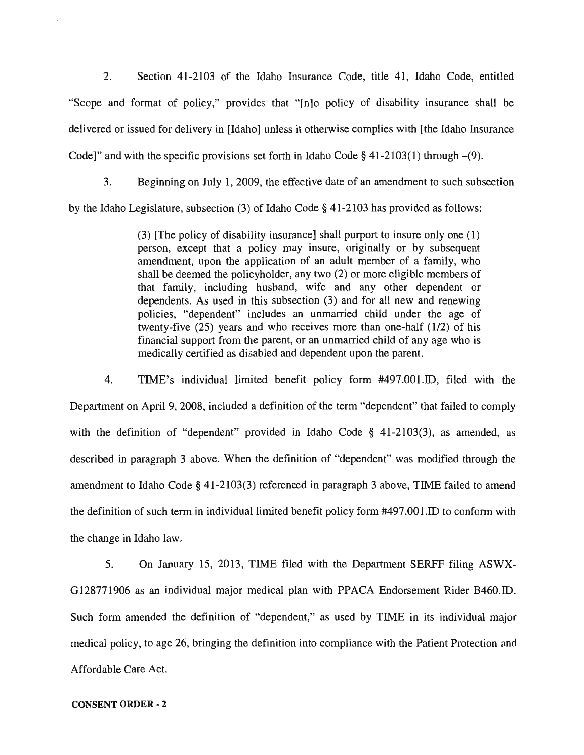2. Section 41-2103 of the Idaho Insurance Code, title 41, Idaho Code, entitled "Scope and format of policy," provides that "[n]o policy of disability insurance shall be delivered or issued for delivery in [Idaho] unless it otherwise complies with [the Idaho Insurance Code]" and with the specific provisions set forth in Idaho Code § 41-2103(1) through –(9).

3. Beginning on July 1, 2009, the effective date of an amendment to such subsection by the Idaho Legislature, subsection (3) of Idaho Code § 41-2103 has provided as follows:

> (3) [The policy of disability insurance] shall purport to insure only one (1) person, except that a policy may insure, originally or by subsequent amendment, upon the application of an adult member of a family, who shall be deemed the policyholder, any two (2) or more eligible members of that family, including husband, wife and any other dependent or dependents. As used in this subsection (3) and for all new and renewing policies, "dependent" includes an unmarried child under the age of twenty-five (25) years and who receives more than one-half (1/2) of his financial support from the parent, or an unmarried child of any age who is medically certified as disabled and dependent upon the parent.

4. TIME's individual limited benefit policy form #497.001.ID, filed with the Department on April 9, 2008, included a definition of the term "dependent" that failed to comply with the definition of "dependent" provided in Idaho Code § 41-2103(3), as amended, as described in paragraph 3 above. When the definition of "dependent" was modified through the amendment to Idaho Code § 41-2103(3) referenced in paragraph 3 above, TIME failed to amend the definition of such term in individual limited benefit policy form #497.001.ID to conform with the change in Idaho law.

5. On January 15, 2013, TIME filed with the Department SERFF filing ASWX-G128771906 as an individual major medical plan with PPACA Endorsement Rider B460.ID. Such form amended the definition of "dependent," as used by TIME in its individual major medical policy, to age 26, bringing the definition into compliance with the Patient Protection and Affordable Care Act.

**CONSENT ORDER - 2**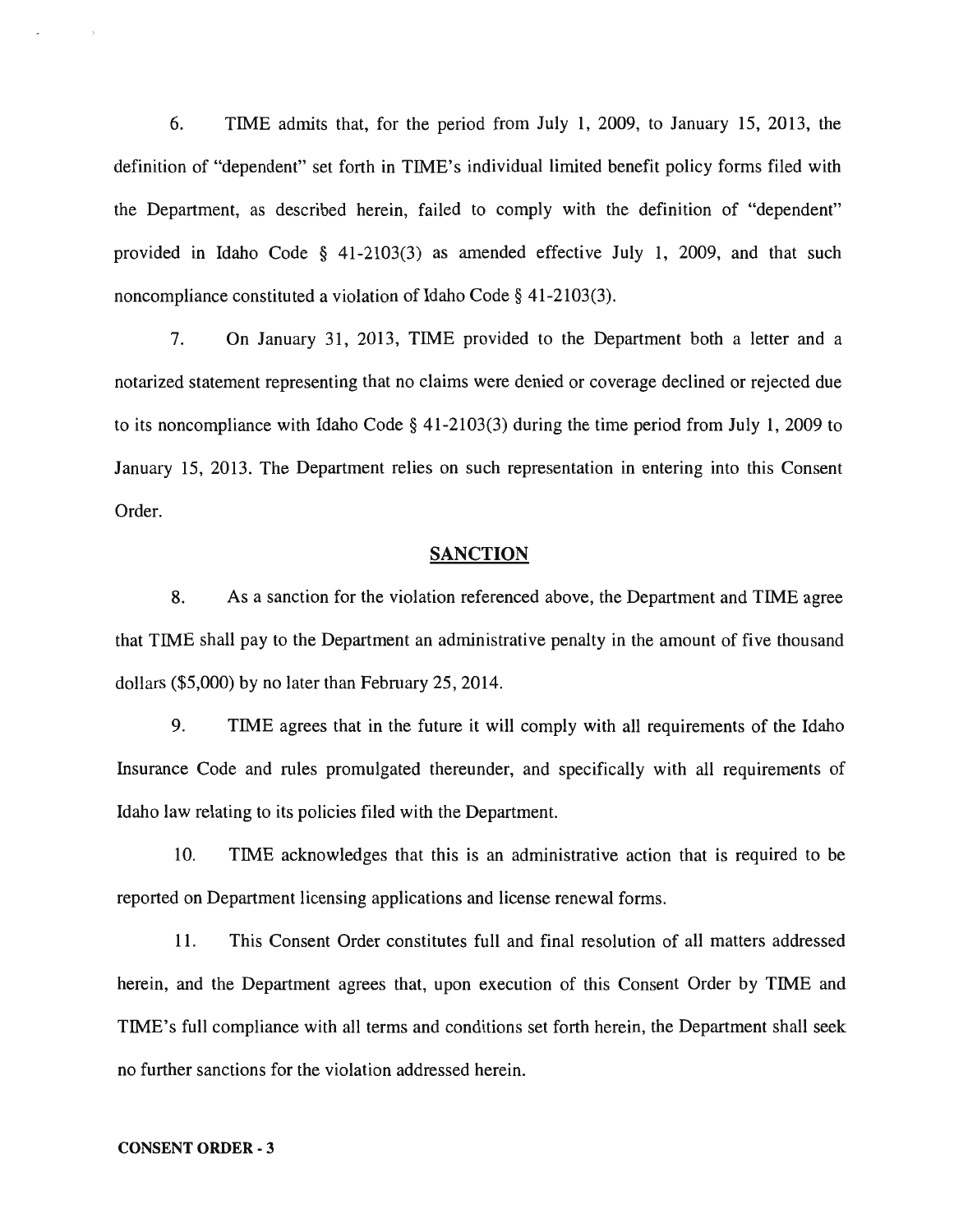6. TIME admits that, for the period from July 1, 2009, to January 15, 2013, the definition of "dependent" set forth in TIME's individual limited benefit policy forms filed with the Department, as described herein, failed to comply with the definition of "dependent" provided in Idaho Code § 41-2103(3) as amended effective July 1, 2009, and that such noncompliance constituted a violation of Idaho Code § 41-2103(3).

7. On January 31, 2013, TIME provided to the Department both a letter and a notarized statement representing that no claims were denied or coverage declined or rejected due to its noncompliance with Idaho Code § 41-2103(3) during the time period from July 1, 2009 to January 15, 2013. The Department relies on such representation in entering into this Consent Order.

## SANCTION

8. As a sanction for the violation referenced above, the Department and TIME agree that TIME shall pay to the Department an administrative penalty in the amount of five thousand dollars ($5,000) by no later than February 25, 2014.

9. TIME agrees that in the future it will comply with all requirements of the Idaho Insurance Code and rules promulgated thereunder, and specifically with all requirements of Idaho law relating to its policies filed with the Department.

10. TIME acknowledges that this is an administrative action that is required to be reported on Department licensing applications and license renewal forms.

11. This Consent Order constitutes full and final resolution of all matters addressed herein, and the Department agrees that, upon execution of this Consent Order by TIME and TIME's full compliance with all terms and conditions set forth herein, the Department shall seek no further sanctions for the violation addressed herein.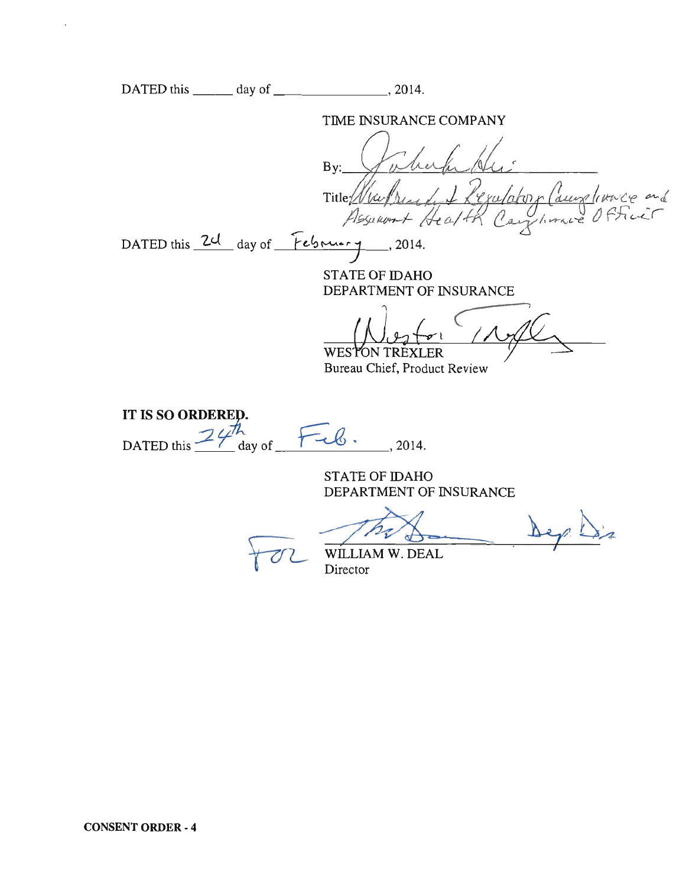DATED this ______ day of ______________, 2014.

TIME INSURANCE COMPANY

By: ______________________

Title: Vice President Regulatory Compliance and Assurant Health Compliance Officer

DATED this 2d day of February, 2014.

STATE OF IDAHO
DEPARTMENT OF INSURANCE

______________________
WESTON TREXLER
Bureau Chief, Product Review

**IT IS SO ORDERED.**

DATED this 24th day of Feb., 2014.

STATE OF IDAHO
DEPARTMENT OF INSURANCE

For ______________________ Dep. Dir.
WILLIAM W. DEAL
Director

**CONSENT ORDER - 4**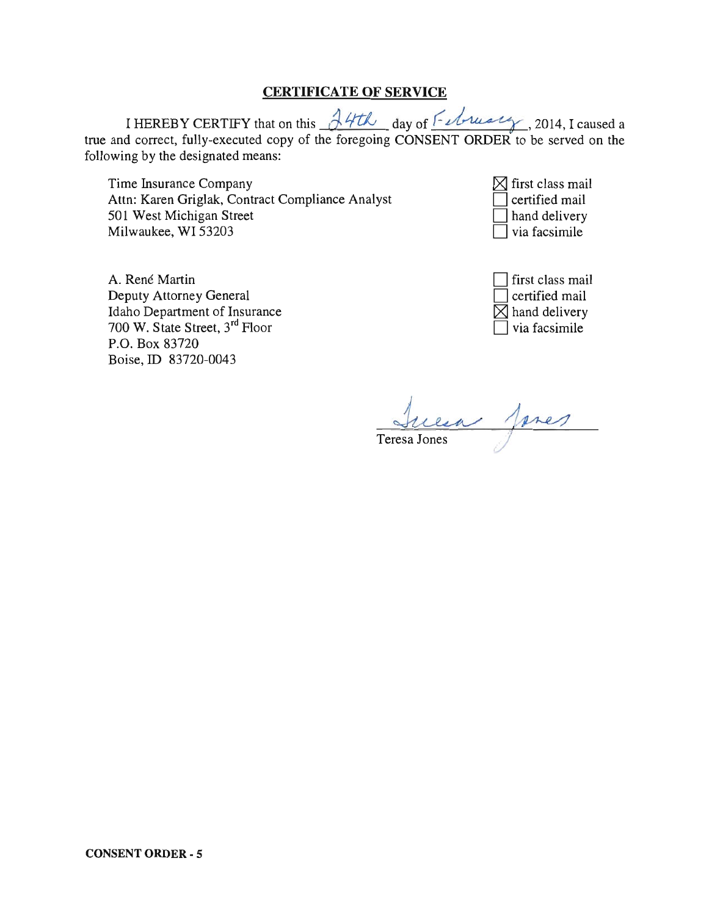## CERTIFICATE OF SERVICE

I HEREBY CERTIFY that on this 24th day of February, 2014, I caused a true and correct, fully-executed copy of the foregoing CONSENT ORDER to be served on the following by the designated means:

Time Insurance Company
Attn: Karen Griglak, Contract Compliance Analyst
501 West Michigan Street
Milwaukee, WI 53203

- ☒ first class mail
- ☐ certified mail
- ☐ hand delivery
- ☐ via facsimile

A. René Martin
Deputy Attorney General
Idaho Department of Insurance
700 W. State Street, 3rd Floor
P.O. Box 83720
Boise, ID 83720-0043

- ☐ first class mail
- ☐ certified mail
- ☒ hand delivery
- ☐ via facsimile

Teresa Jones

**CONSENT ORDER - 5**